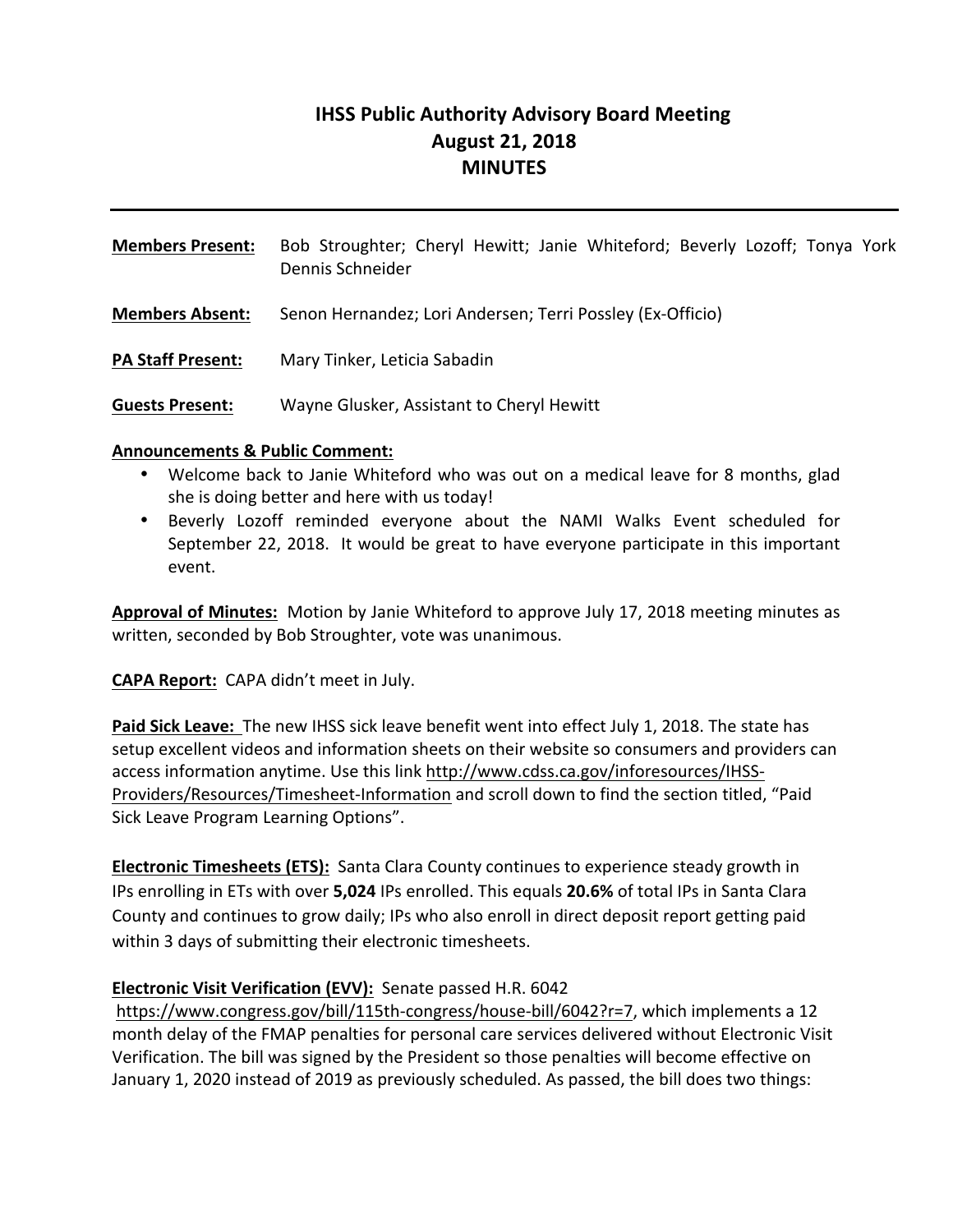# IHSS Public Authority Advisory Board Meeting
## August 21, 2018
## MINUTES

---

**Members Present:** Bob Stroughter; Cheryl Hewitt; Janie Whiteford; Beverly Lozoff; Tonya York Dennis Schneider

**Members Absent:** Senon Hernandez; Lori Andersen; Terri Possley (Ex-Officio)

**PA Staff Present:** Mary Tinker, Leticia Sabadin

**Guests Present:** Wayne Glusker, Assistant to Cheryl Hewitt

**Announcements & Public Comment:**

- Welcome back to Janie Whiteford who was out on a medical leave for 8 months, glad she is doing better and here with us today!
- Beverly Lozoff reminded everyone about the NAMI Walks Event scheduled for September 22, 2018. It would be great to have everyone participate in this important event.

**Approval of Minutes:** Motion by Janie Whiteford to approve July 17, 2018 meeting minutes as written, seconded by Bob Stroughter, vote was unanimous.

**CAPA Report:** CAPA didn't meet in July.

**Paid Sick Leave:** The new IHSS sick leave benefit went into effect July 1, 2018. The state has setup excellent videos and information sheets on their website so consumers and providers can access information anytime. Use this link http://www.cdss.ca.gov/inforesources/IHSS-Providers/Resources/Timesheet-Information and scroll down to find the section titled, "Paid Sick Leave Program Learning Options".

**Electronic Timesheets (ETS):** Santa Clara County continues to experience steady growth in IPs enrolling in ETs with over **5,024** IPs enrolled. This equals **20.6%** of total IPs in Santa Clara County and continues to grow daily; IPs who also enroll in direct deposit report getting paid within 3 days of submitting their electronic timesheets.

**Electronic Visit Verification (EVV):** Senate passed H.R. 6042 https://www.congress.gov/bill/115th-congress/house-bill/6042?r=7, which implements a 12 month delay of the FMAP penalties for personal care services delivered without Electronic Visit Verification. The bill was signed by the President so those penalties will become effective on January 1, 2020 instead of 2019 as previously scheduled. As passed, the bill does two things: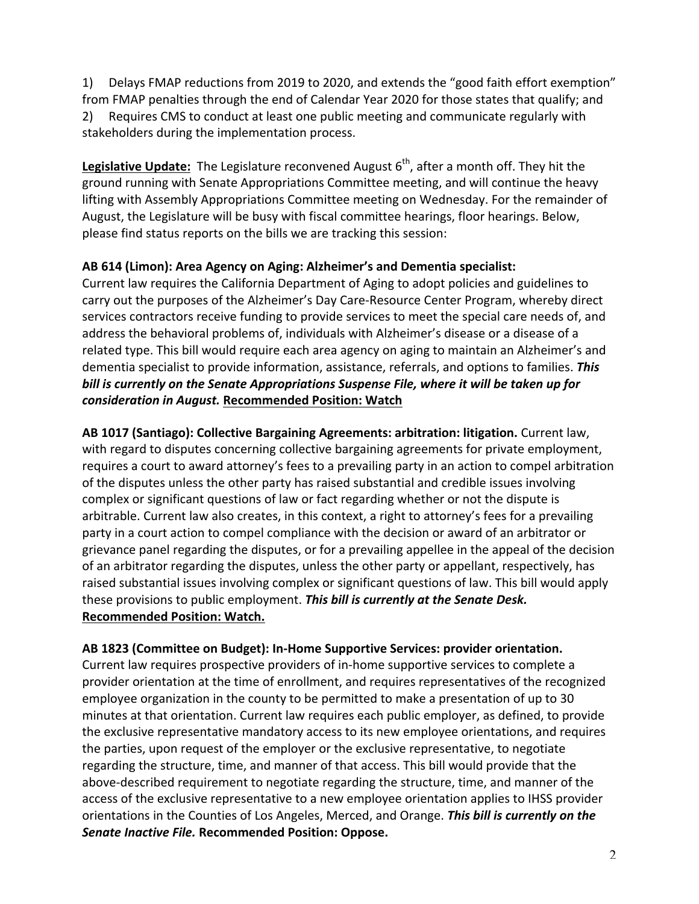1) Delays FMAP reductions from 2019 to 2020, and extends the "good faith effort exemption" from FMAP penalties through the end of Calendar Year 2020 for those states that qualify; and
2) Requires CMS to conduct at least one public meeting and communicate regularly with stakeholders during the implementation process.

**Legislative Update:** The Legislature reconvened August 6th, after a month off. They hit the ground running with Senate Appropriations Committee meeting, and will continue the heavy lifting with Assembly Appropriations Committee meeting on Wednesday. For the remainder of August, the Legislature will be busy with fiscal committee hearings, floor hearings. Below, please find status reports on the bills we are tracking this session:

**AB 614 (Limon): Area Agency on Aging: Alzheimer's and Dementia specialist:**
Current law requires the California Department of Aging to adopt policies and guidelines to carry out the purposes of the Alzheimer's Day Care-Resource Center Program, whereby direct services contractors receive funding to provide services to meet the special care needs of, and address the behavioral problems of, individuals with Alzheimer's disease or a disease of a related type. This bill would require each area agency on aging to maintain an Alzheimer's and dementia specialist to provide information, assistance, referrals, and options to families. ***This bill is currently on the Senate Appropriations Suspense File, where it will be taken up for consideration in August.*** **Recommended Position: Watch**

**AB 1017 (Santiago): Collective Bargaining Agreements: arbitration: litigation.** Current law, with regard to disputes concerning collective bargaining agreements for private employment, requires a court to award attorney's fees to a prevailing party in an action to compel arbitration of the disputes unless the other party has raised substantial and credible issues involving complex or significant questions of law or fact regarding whether or not the dispute is arbitrable. Current law also creates, in this context, a right to attorney's fees for a prevailing party in a court action to compel compliance with the decision or award of an arbitrator or grievance panel regarding the disputes, or for a prevailing appellee in the appeal of the decision of an arbitrator regarding the disputes, unless the other party or appellant, respectively, has raised substantial issues involving complex or significant questions of law. This bill would apply these provisions to public employment. ***This bill is currently at the Senate Desk.*** **Recommended Position: Watch.**

**AB 1823 (Committee on Budget): In-Home Supportive Services: provider orientation.**
Current law requires prospective providers of in-home supportive services to complete a provider orientation at the time of enrollment, and requires representatives of the recognized employee organization in the county to be permitted to make a presentation of up to 30 minutes at that orientation. Current law requires each public employer, as defined, to provide the exclusive representative mandatory access to its new employee orientations, and requires the parties, upon request of the employer or the exclusive representative, to negotiate regarding the structure, time, and manner of that access. This bill would provide that the above-described requirement to negotiate regarding the structure, time, and manner of the access of the exclusive representative to a new employee orientation applies to IHSS provider orientations in the Counties of Los Angeles, Merced, and Orange. ***This bill is currently on the Senate Inactive File.*** **Recommended Position: Oppose.**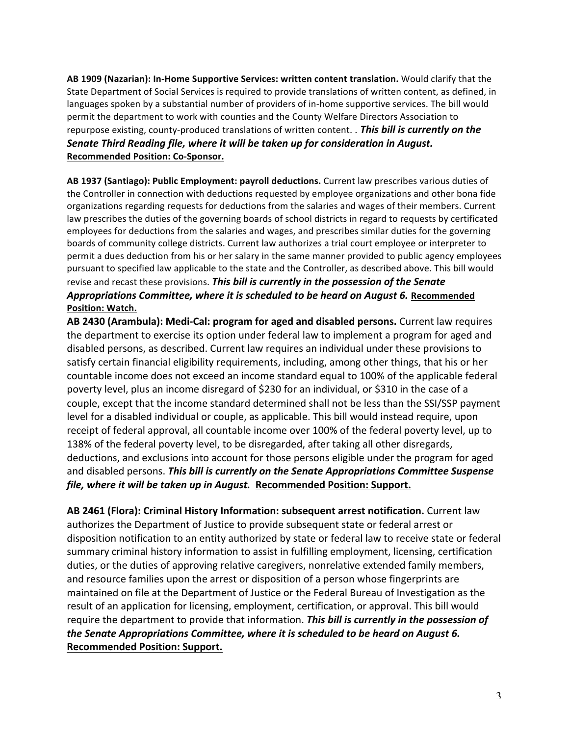**AB 1909 (Nazarian): In-Home Supportive Services: written content translation.** Would clarify that the State Department of Social Services is required to provide translations of written content, as defined, in languages spoken by a substantial number of providers of in-home supportive services. The bill would permit the department to work with counties and the County Welfare Directors Association to repurpose existing, county-produced translations of written content. . ***This bill is currently on the Senate Third Reading file, where it will be taken up for consideration in August.*** **<u>Recommended Position: Co-Sponsor.</u>**

**AB 1937 (Santiago): Public Employment: payroll deductions.** Current law prescribes various duties of the Controller in connection with deductions requested by employee organizations and other bona fide organizations regarding requests for deductions from the salaries and wages of their members. Current law prescribes the duties of the governing boards of school districts in regard to requests by certificated employees for deductions from the salaries and wages, and prescribes similar duties for the governing boards of community college districts. Current law authorizes a trial court employee or interpreter to permit a dues deduction from his or her salary in the same manner provided to public agency employees pursuant to specified law applicable to the state and the Controller, as described above. This bill would revise and recast these provisions. ***This bill is currently in the possession of the Senate Appropriations Committee, where it is scheduled to be heard on August 6.*** **<u>Recommended Position: Watch.</u>**

**AB 2430 (Arambula): Medi-Cal: program for aged and disabled persons.** Current law requires the department to exercise its option under federal law to implement a program for aged and disabled persons, as described. Current law requires an individual under these provisions to satisfy certain financial eligibility requirements, including, among other things, that his or her countable income does not exceed an income standard equal to 100% of the applicable federal poverty level, plus an income disregard of $230 for an individual, or $310 in the case of a couple, except that the income standard determined shall not be less than the SSI/SSP payment level for a disabled individual or couple, as applicable. This bill would instead require, upon receipt of federal approval, all countable income over 100% of the federal poverty level, up to 138% of the federal poverty level, to be disregarded, after taking all other disregards, deductions, and exclusions into account for those persons eligible under the program for aged and disabled persons. ***This bill is currently on the Senate Appropriations Committee Suspense file, where it will be taken up in August.*** **<u>Recommended Position: Support.</u>**

**AB 2461 (Flora): Criminal History Information: subsequent arrest notification.** Current law authorizes the Department of Justice to provide subsequent state or federal arrest or disposition notification to an entity authorized by state or federal law to receive state or federal summary criminal history information to assist in fulfilling employment, licensing, certification duties, or the duties of approving relative caregivers, nonrelative extended family members, and resource families upon the arrest or disposition of a person whose fingerprints are maintained on file at the Department of Justice or the Federal Bureau of Investigation as the result of an application for licensing, employment, certification, or approval. This bill would require the department to provide that information. ***This bill is currently in the possession of the Senate Appropriations Committee, where it is scheduled to be heard on August 6.*** **<u>Recommended Position: Support.</u>**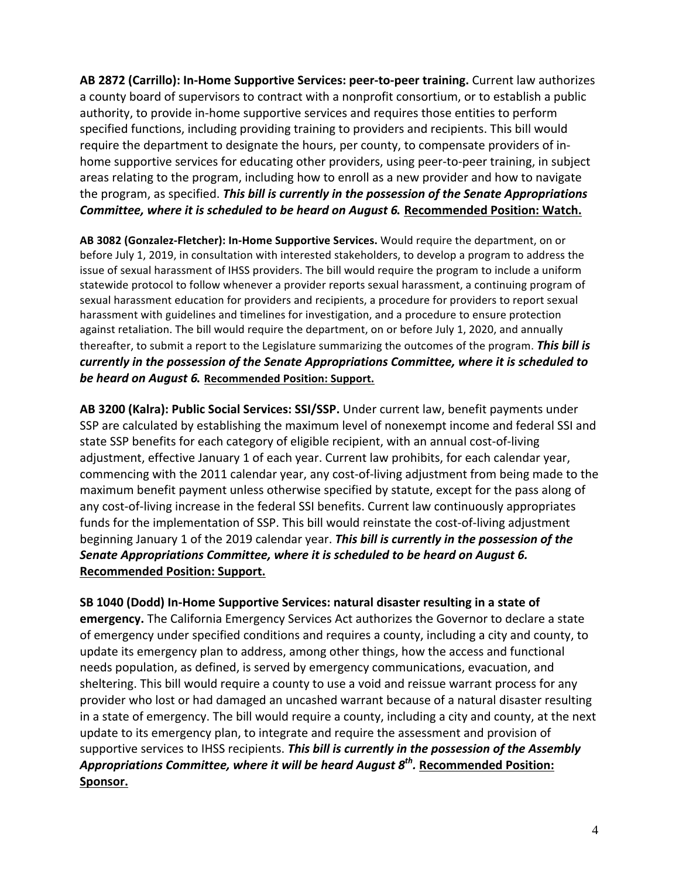**AB 2872 (Carrillo): In-Home Supportive Services: peer-to-peer training.** Current law authorizes a county board of supervisors to contract with a nonprofit consortium, or to establish a public authority, to provide in-home supportive services and requires those entities to perform specified functions, including providing training to providers and recipients. This bill would require the department to designate the hours, per county, to compensate providers of in-home supportive services for educating other providers, using peer-to-peer training, in subject areas relating to the program, including how to enroll as a new provider and how to navigate the program, as specified. ***This bill is currently in the possession of the Senate Appropriations Committee, where it is scheduled to be heard on August 6.*** **Recommended Position: Watch.**

**AB 3082 (Gonzalez-Fletcher): In-Home Supportive Services.** Would require the department, on or before July 1, 2019, in consultation with interested stakeholders, to develop a program to address the issue of sexual harassment of IHSS providers. The bill would require the program to include a uniform statewide protocol to follow whenever a provider reports sexual harassment, a continuing program of sexual harassment education for providers and recipients, a procedure for providers to report sexual harassment with guidelines and timelines for investigation, and a procedure to ensure protection against retaliation. The bill would require the department, on or before July 1, 2020, and annually thereafter, to submit a report to the Legislature summarizing the outcomes of the program. ***This bill is currently in the possession of the Senate Appropriations Committee, where it is scheduled to be heard on August 6.*** **Recommended Position: Support.**

**AB 3200 (Kalra): Public Social Services: SSI/SSP.** Under current law, benefit payments under SSP are calculated by establishing the maximum level of nonexempt income and federal SSI and state SSP benefits for each category of eligible recipient, with an annual cost-of-living adjustment, effective January 1 of each year. Current law prohibits, for each calendar year, commencing with the 2011 calendar year, any cost-of-living adjustment from being made to the maximum benefit payment unless otherwise specified by statute, except for the pass along of any cost-of-living increase in the federal SSI benefits. Current law continuously appropriates funds for the implementation of SSP. This bill would reinstate the cost-of-living adjustment beginning January 1 of the 2019 calendar year. ***This bill is currently in the possession of the Senate Appropriations Committee, where it is scheduled to be heard on August 6.*** **Recommended Position: Support.**

**SB 1040 (Dodd) In-Home Supportive Services: natural disaster resulting in a state of emergency.** The California Emergency Services Act authorizes the Governor to declare a state of emergency under specified conditions and requires a county, including a city and county, to update its emergency plan to address, among other things, how the access and functional needs population, as defined, is served by emergency communications, evacuation, and sheltering. This bill would require a county to use a void and reissue warrant process for any provider who lost or had damaged an uncashed warrant because of a natural disaster resulting in a state of emergency. The bill would require a county, including a city and county, at the next update to its emergency plan, to integrate and require the assessment and provision of supportive services to IHSS recipients. ***This bill is currently in the possession of the Assembly Appropriations Committee, where it will be heard August 8th.*** **Recommended Position: Sponsor.**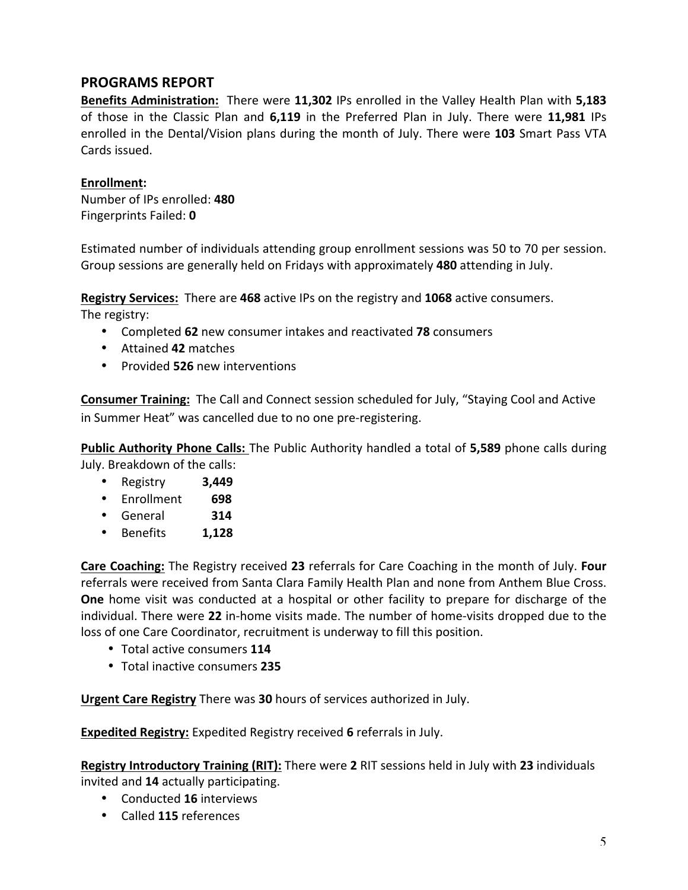## PROGRAMS REPORT

**Benefits Administration:** There were **11,302** IPs enrolled in the Valley Health Plan with **5,183** of those in the Classic Plan and **6,119** in the Preferred Plan in July. There were **11,981** IPs enrolled in the Dental/Vision plans during the month of July. There were **103** Smart Pass VTA Cards issued.

**Enrollment:**
Number of IPs enrolled: **480**
Fingerprints Failed: **0**

Estimated number of individuals attending group enrollment sessions was 50 to 70 per session. Group sessions are generally held on Fridays with approximately **480** attending in July.

**Registry Services:** There are **468** active IPs on the registry and **1068** active consumers.
The registry:

- Completed **62** new consumer intakes and reactivated **78** consumers
- Attained **42** matches
- Provided **526** new interventions

**Consumer Training:** The Call and Connect session scheduled for July, "Staying Cool and Active in Summer Heat" was cancelled due to no one pre-registering.

**Public Authority Phone Calls:** The Public Authority handled a total of **5,589** phone calls during July. Breakdown of the calls:

- Registry **3,449**
- Enrollment **698**
- General **314**
- Benefits **1,128**

**Care Coaching:** The Registry received **23** referrals for Care Coaching in the month of July. **Four** referrals were received from Santa Clara Family Health Plan and none from Anthem Blue Cross. **One** home visit was conducted at a hospital or other facility to prepare for discharge of the individual. There were **22** in-home visits made. The number of home-visits dropped due to the loss of one Care Coordinator, recruitment is underway to fill this position.

- Total active consumers **114**
- Total inactive consumers **235**

**Urgent Care Registry** There was **30** hours of services authorized in July.

**Expedited Registry:** Expedited Registry received **6** referrals in July.

**Registry Introductory Training (RIT):** There were **2** RIT sessions held in July with **23** individuals invited and **14** actually participating.

- Conducted **16** interviews
- Called **115** references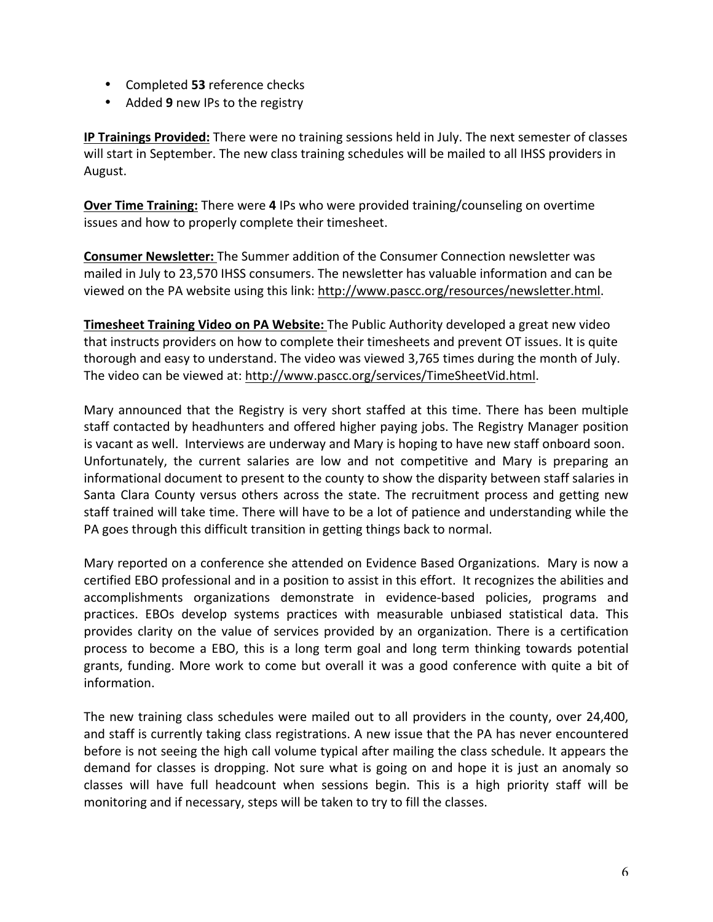- Completed **53** reference checks
- Added **9** new IPs to the registry

**IP Trainings Provided:** There were no training sessions held in July. The next semester of classes will start in September. The new class training schedules will be mailed to all IHSS providers in August.

**Over Time Training:** There were **4** IPs who were provided training/counseling on overtime issues and how to properly complete their timesheet.

**Consumer Newsletter:** The Summer addition of the Consumer Connection newsletter was mailed in July to 23,570 IHSS consumers. The newsletter has valuable information and can be viewed on the PA website using this link: http://www.pascc.org/resources/newsletter.html.

**Timesheet Training Video on PA Website:** The Public Authority developed a great new video that instructs providers on how to complete their timesheets and prevent OT issues. It is quite thorough and easy to understand. The video was viewed 3,765 times during the month of July. The video can be viewed at: http://www.pascc.org/services/TimeSheetVid.html.

Mary announced that the Registry is very short staffed at this time. There has been multiple staff contacted by headhunters and offered higher paying jobs. The Registry Manager position is vacant as well. Interviews are underway and Mary is hoping to have new staff onboard soon. Unfortunately, the current salaries are low and not competitive and Mary is preparing an informational document to present to the county to show the disparity between staff salaries in Santa Clara County versus others across the state. The recruitment process and getting new staff trained will take time. There will have to be a lot of patience and understanding while the PA goes through this difficult transition in getting things back to normal.

Mary reported on a conference she attended on Evidence Based Organizations. Mary is now a certified EBO professional and in a position to assist in this effort. It recognizes the abilities and accomplishments organizations demonstrate in evidence-based policies, programs and practices. EBOs develop systems practices with measurable unbiased statistical data. This provides clarity on the value of services provided by an organization. There is a certification process to become a EBO, this is a long term goal and long term thinking towards potential grants, funding. More work to come but overall it was a good conference with quite a bit of information.

The new training class schedules were mailed out to all providers in the county, over 24,400, and staff is currently taking class registrations. A new issue that the PA has never encountered before is not seeing the high call volume typical after mailing the class schedule. It appears the demand for classes is dropping. Not sure what is going on and hope it is just an anomaly so classes will have full headcount when sessions begin. This is a high priority staff will be monitoring and if necessary, steps will be taken to try to fill the classes.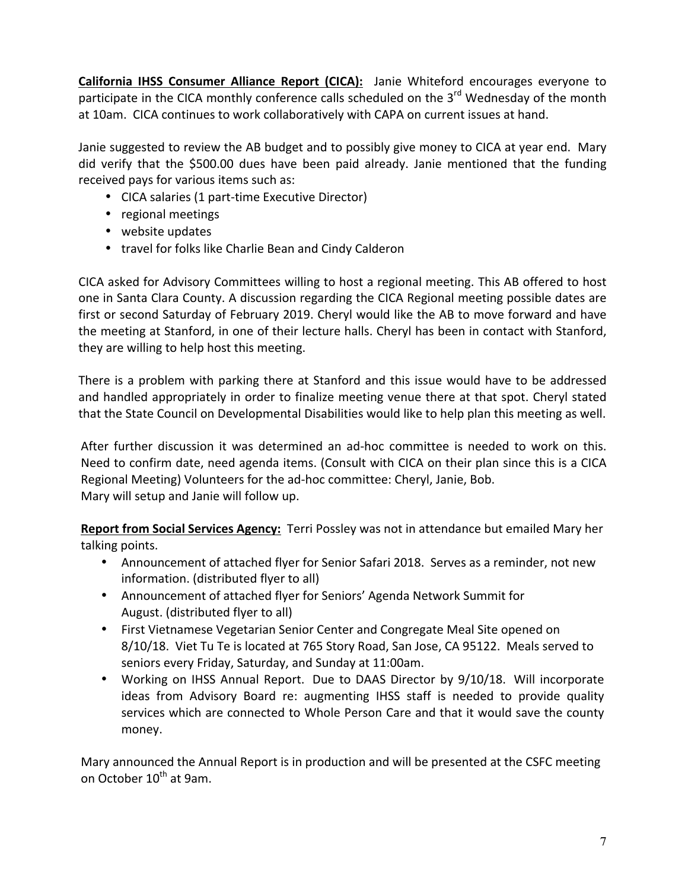**California IHSS Consumer Alliance Report (CICA):** Janie Whiteford encourages everyone to participate in the CICA monthly conference calls scheduled on the 3rd Wednesday of the month at 10am. CICA continues to work collaboratively with CAPA on current issues at hand.

Janie suggested to review the AB budget and to possibly give money to CICA at year end. Mary did verify that the $500.00 dues have been paid already. Janie mentioned that the funding received pays for various items such as:

- CICA salaries (1 part-time Executive Director)
- regional meetings
- website updates
- travel for folks like Charlie Bean and Cindy Calderon

CICA asked for Advisory Committees willing to host a regional meeting. This AB offered to host one in Santa Clara County. A discussion regarding the CICA Regional meeting possible dates are first or second Saturday of February 2019. Cheryl would like the AB to move forward and have the meeting at Stanford, in one of their lecture halls. Cheryl has been in contact with Stanford, they are willing to help host this meeting.

There is a problem with parking there at Stanford and this issue would have to be addressed and handled appropriately in order to finalize meeting venue there at that spot. Cheryl stated that the State Council on Developmental Disabilities would like to help plan this meeting as well.

After further discussion it was determined an ad-hoc committee is needed to work on this. Need to confirm date, need agenda items. (Consult with CICA on their plan since this is a CICA Regional Meeting) Volunteers for the ad-hoc committee: Cheryl, Janie, Bob.
Mary will setup and Janie will follow up.

**Report from Social Services Agency:** Terri Possley was not in attendance but emailed Mary her talking points.

- Announcement of attached flyer for Senior Safari 2018. Serves as a reminder, not new information. (distributed flyer to all)
- Announcement of attached flyer for Seniors' Agenda Network Summit for August. (distributed flyer to all)
- First Vietnamese Vegetarian Senior Center and Congregate Meal Site opened on 8/10/18. Viet Tu Te is located at 765 Story Road, San Jose, CA 95122. Meals served to seniors every Friday, Saturday, and Sunday at 11:00am.
- Working on IHSS Annual Report. Due to DAAS Director by 9/10/18. Will incorporate ideas from Advisory Board re: augmenting IHSS staff is needed to provide quality services which are connected to Whole Person Care and that it would save the county money.

Mary announced the Annual Report is in production and will be presented at the CSFC meeting on October 10th at 9am.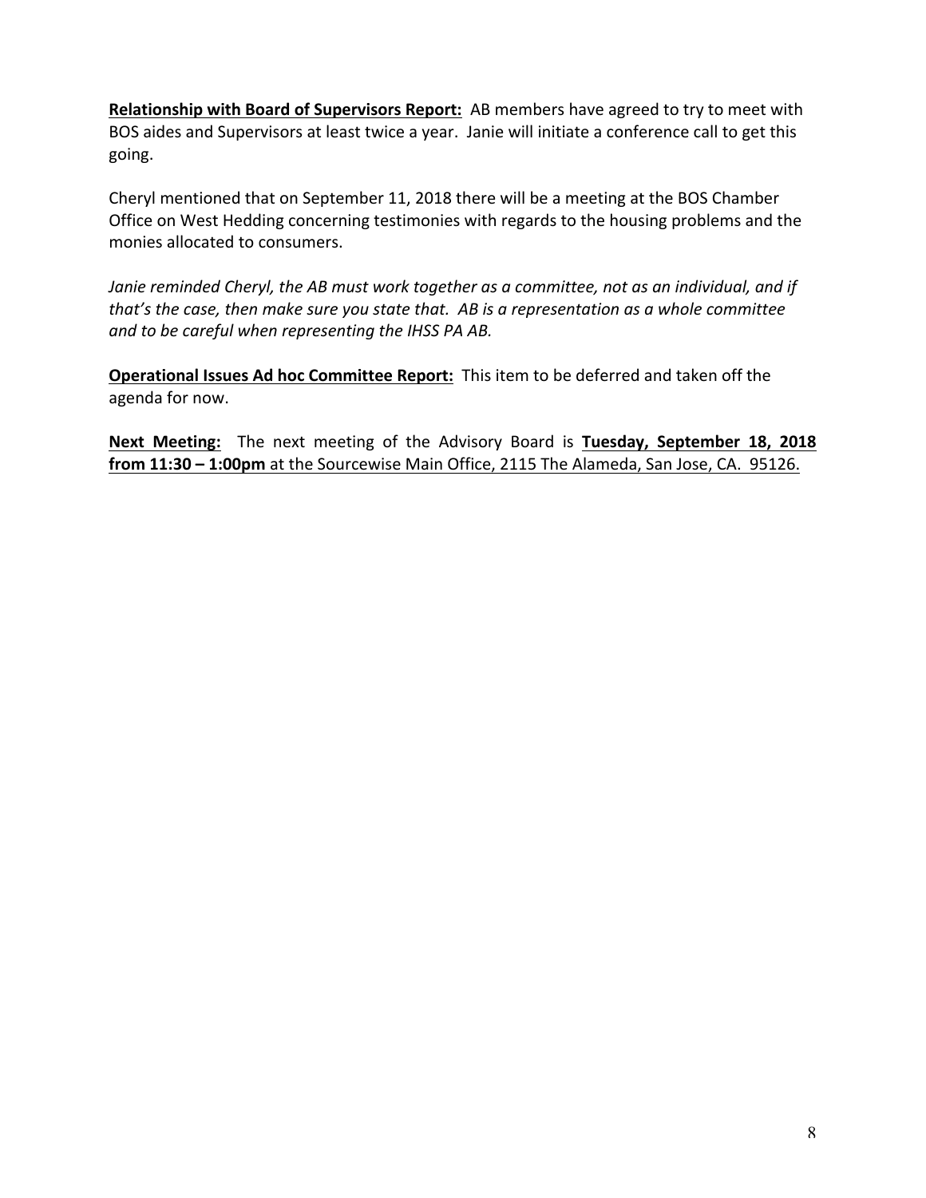**Relationship with Board of Supervisors Report:** AB members have agreed to try to meet with BOS aides and Supervisors at least twice a year. Janie will initiate a conference call to get this going.

Cheryl mentioned that on September 11, 2018 there will be a meeting at the BOS Chamber Office on West Hedding concerning testimonies with regards to the housing problems and the monies allocated to consumers.

*Janie reminded Cheryl, the AB must work together as a committee, not as an individual, and if that's the case, then make sure you state that. AB is a representation as a whole committee and to be careful when representing the IHSS PA AB.*

**Operational Issues Ad hoc Committee Report:** This item to be deferred and taken off the agenda for now.

**Next Meeting:** The next meeting of the Advisory Board is **Tuesday, September 18, 2018 from 11:30 – 1:00pm** at the Sourcewise Main Office, 2115 The Alameda, San Jose, CA. 95126.